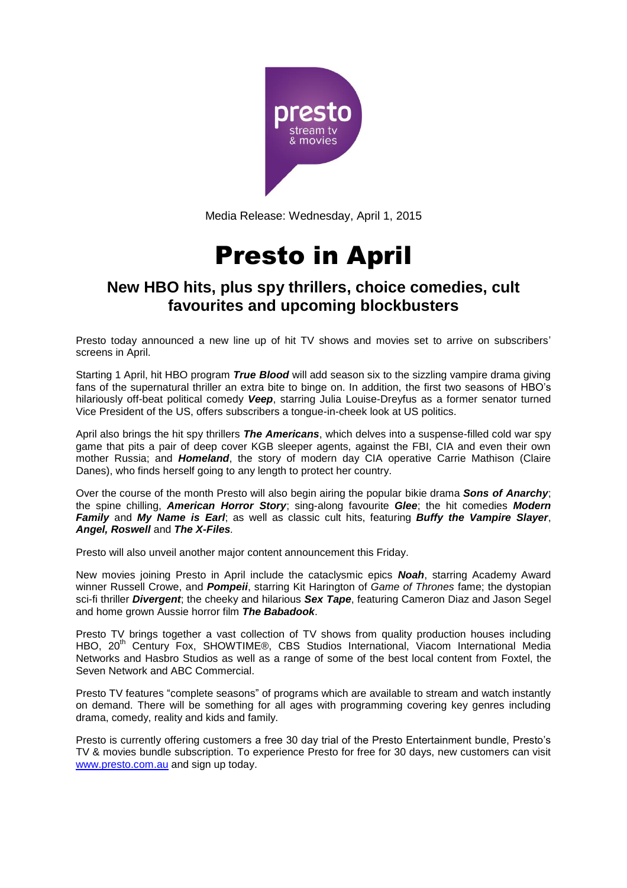Media Release: Wednesday, April 1, 2015

# Presto in April

## New HBO hits, plus spy thrillers, choice comedies, cult favourites and upcoming blockbusters

Presto today announced a new line up of hit TV shows and movies set to arrive on subscribers' screens in April.

Starting 1 April, hit HBO program ***True Blood*** will add season six to the sizzling vampire drama giving fans of the supernatural thriller an extra bite to binge on. In addition, the first two seasons of HBO's hilariously off-beat political comedy ***Veep***, starring Julia Louise-Dreyfus as a former senator turned Vice President of the US, offers subscribers a tongue-in-cheek look at US politics.

April also brings the hit spy thrillers ***The Americans***, which delves into a suspense-filled cold war spy game that pits a pair of deep cover KGB sleeper agents, against the FBI, CIA and even their own mother Russia; and ***Homeland***, the story of modern day CIA operative Carrie Mathison (Claire Danes), who finds herself going to any length to protect her country.

Over the course of the month Presto will also begin airing the popular bikie drama ***Sons of Anarchy***; the spine chilling, ***American Horror Story***; sing-along favourite ***Glee***; the hit comedies ***Modern Family*** and ***My Name is Earl***; as well as classic cult hits, featuring ***Buffy the Vampire Slayer***, ***Angel, Roswell*** and ***The X-Files***.

Presto will also unveil another major content announcement this Friday.

New movies joining Presto in April include the cataclysmic epics ***Noah***, starring Academy Award winner Russell Crowe, and ***Pompeii***, starring Kit Harington of *Game of Thrones* fame; the dystopian sci-fi thriller ***Divergent***; the cheeky and hilarious ***Sex Tape***, featuring Cameron Diaz and Jason Segel and home grown Aussie horror film ***The Babadook***.

Presto TV brings together a vast collection of TV shows from quality production houses including HBO, 20th Century Fox, SHOWTIME®, CBS Studios International, Viacom International Media Networks and Hasbro Studios as well as a range of some of the best local content from Foxtel, the Seven Network and ABC Commercial.

Presto TV features "complete seasons" of programs which are available to stream and watch instantly on demand. There will be something for all ages with programming covering key genres including drama, comedy, reality and kids and family.

Presto is currently offering customers a free 30 day trial of the Presto Entertainment bundle, Presto's TV & movies bundle subscription. To experience Presto for free for 30 days, new customers can visit [www.presto.com.au](http://www.presto.com.au) and sign up today.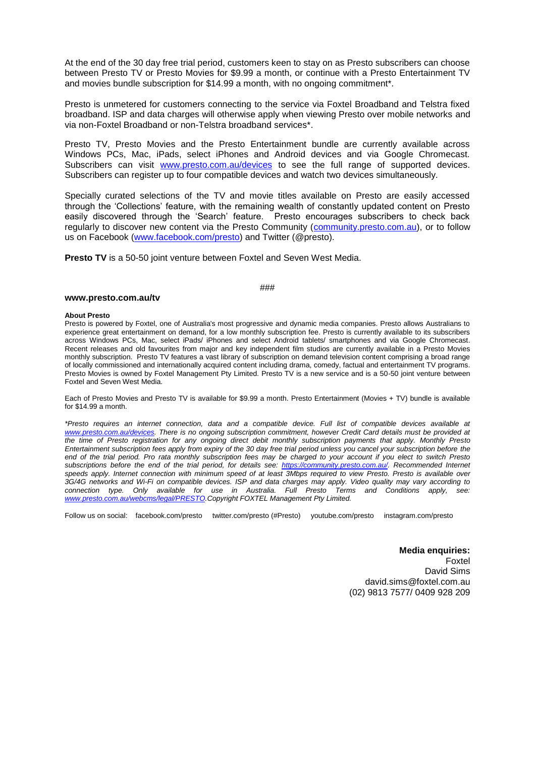At the end of the 30 day free trial period, customers keen to stay on as Presto subscribers can choose between Presto TV or Presto Movies for $9.99 a month, or continue with a Presto Entertainment TV and movies bundle subscription for $14.99 a month, with no ongoing commitment*.

Presto is unmetered for customers connecting to the service via Foxtel Broadband and Telstra fixed broadband. ISP and data charges will otherwise apply when viewing Presto over mobile networks and via non-Foxtel Broadband or non-Telstra broadband services*.

Presto TV, Presto Movies and the Presto Entertainment bundle are currently available across Windows PCs, Mac, iPads, select iPhones and Android devices and via Google Chromecast. Subscribers can visit www.presto.com.au/devices to see the full range of supported devices. Subscribers can register up to four compatible devices and watch two devices simultaneously.

Specially curated selections of the TV and movie titles available on Presto are easily accessed through the 'Collections' feature, with the remaining wealth of constantly updated content on Presto easily discovered through the 'Search' feature. Presto encourages subscribers to check back regularly to discover new content via the Presto Community (community.presto.com.au), or to follow us on Facebook (www.facebook.com/presto) and Twitter (@presto).

**Presto TV** is a 50-50 joint venture between Foxtel and Seven West Media.

###

**www.presto.com.au/tv**

**About Presto**

Presto is powered by Foxtel, one of Australia's most progressive and dynamic media companies. Presto allows Australians to experience great entertainment on demand, for a low monthly subscription fee. Presto is currently available to its subscribers across Windows PCs, Mac, select iPads/ iPhones and select Android tablets/ smartphones and via Google Chromecast. Recent releases and old favourites from major and key independent film studios are currently available in a Presto Movies monthly subscription. Presto TV features a vast library of subscription on demand television content comprising a broad range of locally commissioned and internationally acquired content including drama, comedy, factual and entertainment TV programs. Presto Movies is owned by Foxtel Management Pty Limited. Presto TV is a new service and is a 50-50 joint venture between Foxtel and Seven West Media.

Each of Presto Movies and Presto TV is available for $9.99 a month. Presto Entertainment (Movies + TV) bundle is available for $14.99 a month.

*\*Presto requires an internet connection, data and a compatible device. Full list of compatible devices available at www.presto.com.au/devices. There is no ongoing subscription commitment, however Credit Card details must be provided at the time of Presto registration for any ongoing direct debit monthly subscription payments that apply. Monthly Presto Entertainment subscription fees apply from expiry of the 30 day free trial period unless you cancel your subscription before the end of the trial period. Pro rata monthly subscription fees may be charged to your account if you elect to switch Presto subscriptions before the end of the trial period, for details see: https://community.presto.com.au/. Recommended Internet speeds apply. Internet connection with minimum speed of at least 3Mbps required to view Presto. Presto is available over 3G/4G networks and Wi-Fi on compatible devices. ISP and data charges may apply. Video quality may vary according to connection type. Only available for use in Australia. Full Presto Terms and Conditions apply, see: www.presto.com.au/webcms/legal/PRESTO.Copyright FOXTEL Management Pty Limited.*

Follow us on social: facebook.com/presto twitter.com/presto (#Presto) youtube.com/presto instagram.com/presto

**Media enquiries:**
Foxtel
David Sims
david.sims@foxtel.com.au
(02) 9813 7577/ 0409 928 209